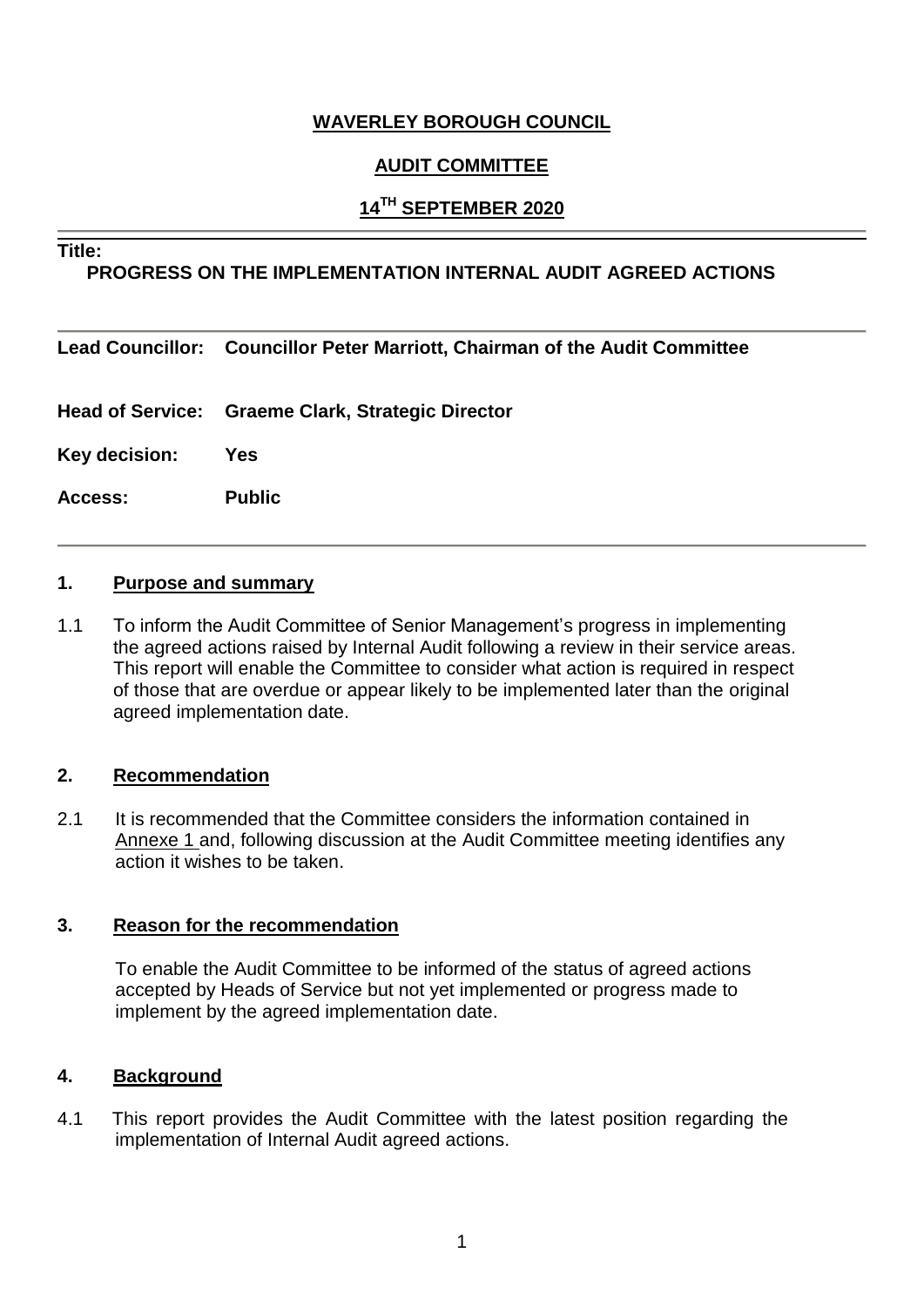**WAVERLEY BOROUGH COUNCIL**

**AUDIT COMMITTEE**

**14TH SEPTEMBER 2020**

---

**Title:**

**PROGRESS ON THE IMPLEMENTATION INTERNAL AUDIT AGREED ACTIONS**

---

**Lead Councillor:** **Councillor Peter Marriott, Chairman of the Audit Committee**

**Head of Service:** **Graeme Clark, Strategic Director**

**Key decision:** **Yes**

**Access:** **Public**

---

## 1. Purpose and summary

1.1 To inform the Audit Committee of Senior Management's progress in implementing the agreed actions raised by Internal Audit following a review in their service areas. This report will enable the Committee to consider what action is required in respect of those that are overdue or appear likely to be implemented later than the original agreed implementation date.

## 2. Recommendation

2.1 It is recommended that the Committee considers the information contained in Annexe 1 and, following discussion at the Audit Committee meeting identifies any action it wishes to be taken.

## 3. Reason for the recommendation

To enable the Audit Committee to be informed of the status of agreed actions accepted by Heads of Service but not yet implemented or progress made to implement by the agreed implementation date.

## 4. Background

4.1 This report provides the Audit Committee with the latest position regarding the implementation of Internal Audit agreed actions.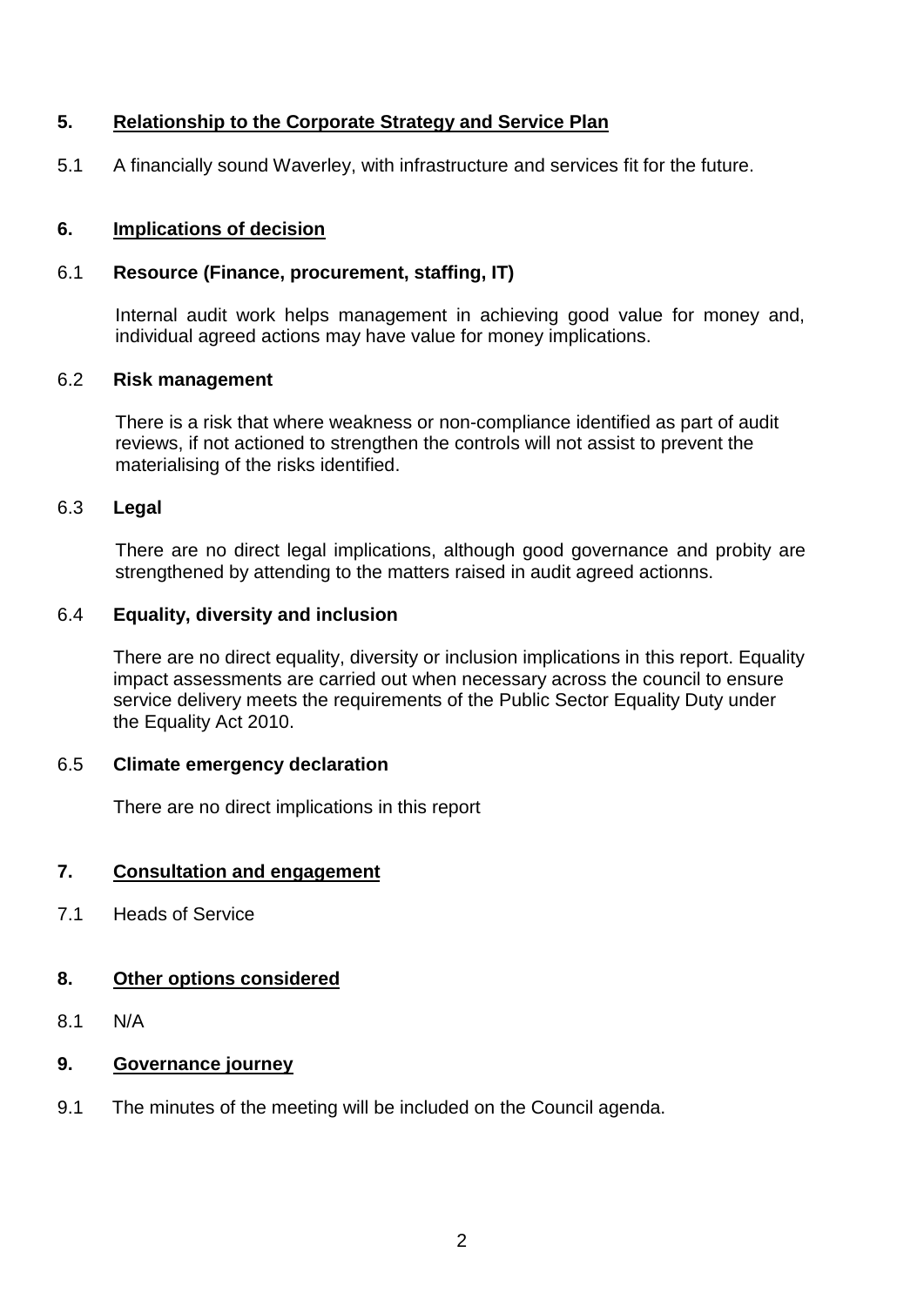## 5. Relationship to the Corporate Strategy and Service Plan

5.1 A financially sound Waverley, with infrastructure and services fit for the future.

## 6. Implications of decision

### 6.1 Resource (Finance, procurement, staffing, IT)

Internal audit work helps management in achieving good value for money and, individual agreed actions may have value for money implications.

### 6.2 Risk management

There is a risk that where weakness or non-compliance identified as part of audit reviews, if not actioned to strengthen the controls will not assist to prevent the materialising of the risks identified.

### 6.3 Legal

There are no direct legal implications, although good governance and probity are strengthened by attending to the matters raised in audit agreed actionns.

### 6.4 Equality, diversity and inclusion

There are no direct equality, diversity or inclusion implications in this report. Equality impact assessments are carried out when necessary across the council to ensure service delivery meets the requirements of the Public Sector Equality Duty under the Equality Act 2010.

### 6.5 Climate emergency declaration

There are no direct implications in this report

## 7. Consultation and engagement

7.1 Heads of Service

## 8. Other options considered

8.1 N/A

## 9. Governance journey

9.1 The minutes of the meeting will be included on the Council agenda.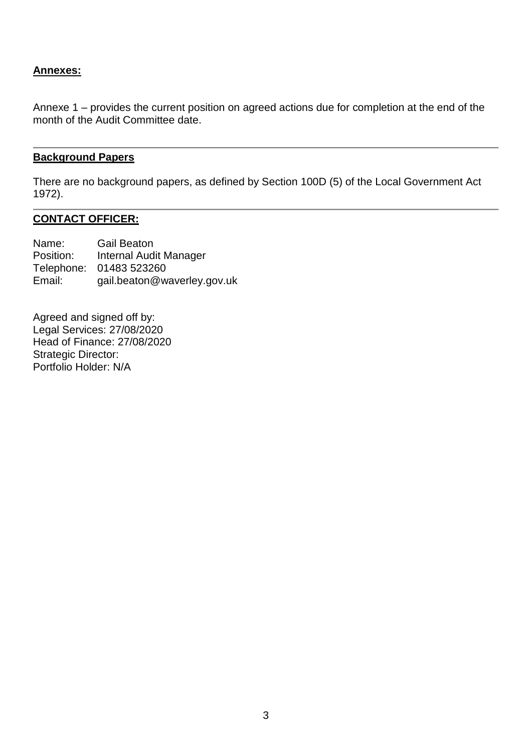**<u>Annexes:</u>**

Annexe 1 – provides the current position on agreed actions due for completion at the end of the month of the Audit Committee date.

---

**<u>Background Papers</u>**

There are no background papers, as defined by Section 100D (5) of the Local Government Act 1972).

---

**<u>CONTACT OFFICER:</u>**

Name: Gail Beaton
Position: Internal Audit Manager
Telephone: 01483 523260
Email: gail.beaton@waverley.gov.uk

Agreed and signed off by:
Legal Services: 27/08/2020
Head of Finance: 27/08/2020
Strategic Director:
Portfolio Holder: N/A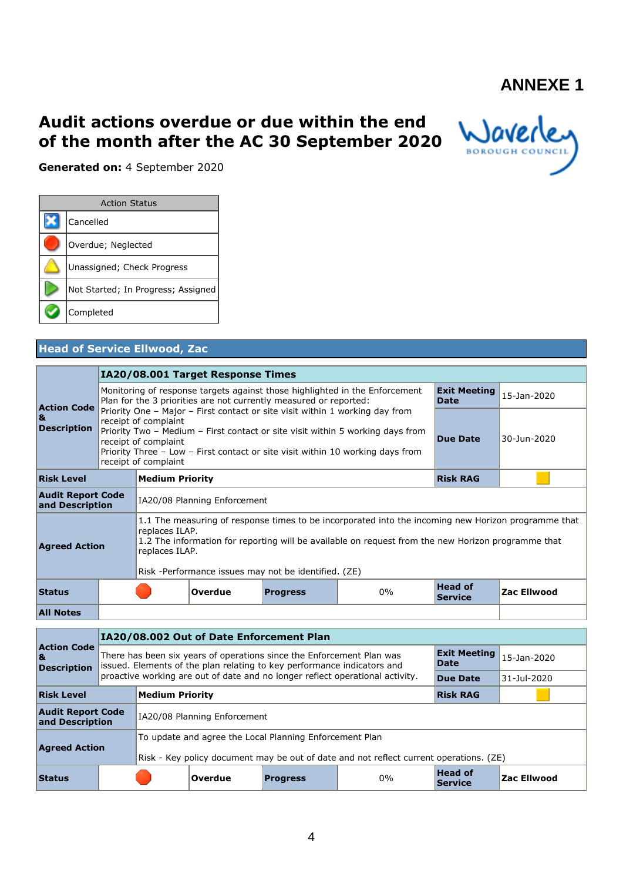**ANNEXE 1**

# Audit actions overdue or due within the end of the month after the AC 30 September 2020

**Generated on:** 4 September 2020

| Action Status | |
|---|---|
| ☒ | Cancelled |
| 🔴 | Overdue; Neglected |
| ⚠ | Unassigned; Check Progress |
| ▶ | Not Started; In Progress; Assigned |
| ✔ | Completed |

## Head of Service Ellwood, Zac

| Action Code & Description | **IA20/08.001 Target Response Times** | | | |
|---|---|---|---|---|
| | Monitoring of response targets against those highlighted in the Enforcement Plan for the 3 priorities are not currently measured or reported:<br>Priority One – Major – First contact or site visit within 1 working day from receipt of complaint<br>Priority Two – Medium – First contact or site visit within 5 working days from receipt of complaint<br>Priority Three – Low – First contact or site visit within 10 working days from receipt of complaint | **Exit Meeting Date** | 15-Jan-2020 | |
| | | **Due Date** | 30-Jun-2020 | |
| **Risk Level** | **Medium Priority** | **Risk RAG** | 🟨 | |
| **Audit Report Code and Description** | IA20/08 Planning Enforcement | | | |
| **Agreed Action** | 1.1 The measuring of response times to be incorporated into the incoming new Horizon programme that replaces ILAP.<br>1.2 The information for reporting will be available on request from the new Horizon programme that replaces ILAP.<br><br>Risk -Performance issues may not be identified. (ZE) | | | |
| **Status** | 🔴 **Overdue** | **Progress** 0% | **Head of Service** | **Zac Ellwood** |
| **All Notes** | | | | |

| Action Code & Description | **IA20/08.002 Out of Date Enforcement Plan** | | | |
|---|---|---|---|---|
| | There has been six years of operations since the Enforcement Plan was issued. Elements of the plan relating to key performance indicators and proactive working are out of date and no longer reflect operational activity. | **Exit Meeting Date** | 15-Jan-2020 | |
| | | **Due Date** | 31-Jul-2020 | |
| **Risk Level** | **Medium Priority** | **Risk RAG** | 🟨 | |
| **Audit Report Code and Description** | IA20/08 Planning Enforcement | | | |
| **Agreed Action** | To update and agree the Local Planning Enforcement Plan<br><br>Risk - Key policy document may be out of date and not reflect current operations. (ZE) | | | |
| **Status** | 🔴 **Overdue** | **Progress** 0% | **Head of Service** | **Zac Ellwood** |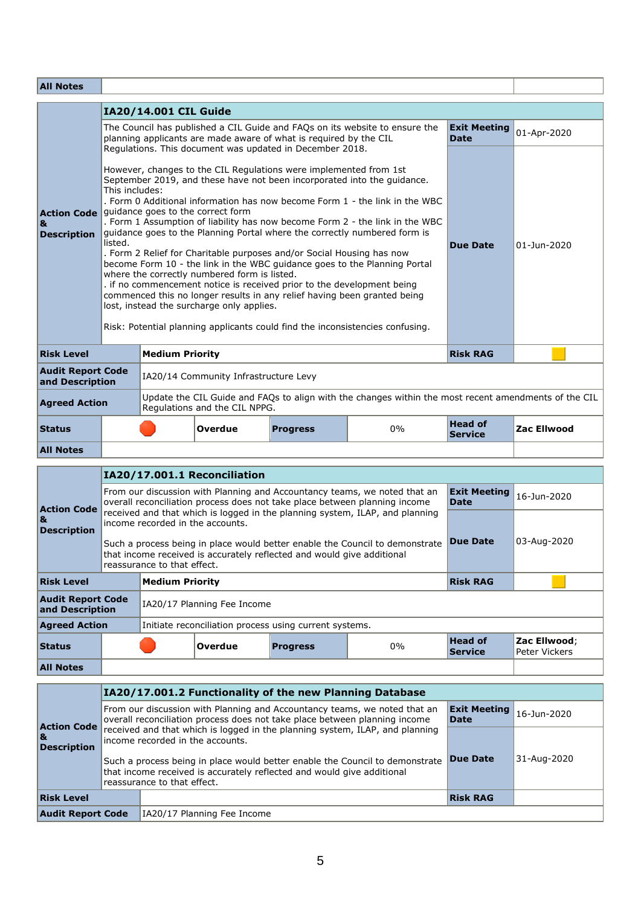| All Notes | | |
|---|---|---|

| | IA20/14.001 CIL Guide | | | | | |
|---|---|---|---|---|---|---|
| **Action Code & Description** | The Council has published a CIL Guide and FAQs on its website to ensure the planning applicants are made aware of what is required by the CIL Regulations. This document was updated in December 2018.<br><br>However, changes to the CIL Regulations were implemented from 1st September 2019, and these have not been incorporated into the guidance. This includes:<br>. Form 0 Additional information has now become Form 1 - the link in the WBC guidance goes to the correct form<br>. Form 1 Assumption of liability has now become Form 2 - the link in the WBC guidance goes to the Planning Portal where the correctly numbered form is listed.<br>. Form 2 Relief for Charitable purposes and/or Social Housing has now become Form 10 - the link in the WBC guidance goes to the Planning Portal where the correctly numbered form is listed.<br>. if no commencement notice is received prior to the development being commenced this no longer results in any relief having been granted being lost, instead the surcharge only applies.<br><br>Risk: Potential planning applicants could find the inconsistencies confusing. | | | | **Exit Meeting Date**<br><br>**Due Date** | 01-Apr-2020<br><br>01-Jun-2020 |
| **Risk Level** | **Medium Priority** | | | | **Risk RAG** | |
| **Audit Report Code and Description** | IA20/14 Community Infrastructure Levy | | | | | |
| **Agreed Action** | Update the CIL Guide and FAQs to align with the changes within the most recent amendments of the CIL Regulations and the CIL NPPG. | | | | | |
| **Status** | | **Overdue** | **Progress** | 0% | **Head of Service** | **Zac Ellwood** |
| **All Notes** | | | | | | |

| | IA20/17.001.1 Reconciliation | | | | | |
|---|---|---|---|---|---|---|
| **Action Code & Description** | From our discussion with Planning and Accountancy teams, we noted that an overall reconciliation process does not take place between planning income received and that which is logged in the planning system, ILAP, and planning income recorded in the accounts.<br><br>Such a process being in place would better enable the Council to demonstrate that income received is accurately reflected and would give additional reassurance to that effect. | | | | **Exit Meeting Date**<br><br>**Due Date** | 16-Jun-2020<br><br>03-Aug-2020 |
| **Risk Level** | **Medium Priority** | | | | **Risk RAG** | |
| **Audit Report Code and Description** | IA20/17 Planning Fee Income | | | | | |
| **Agreed Action** | Initiate reconciliation process using current systems. | | | | | |
| **Status** | | **Overdue** | **Progress** | 0% | **Head of Service** | **Zac Ellwood**; Peter Vickers |
| **All Notes** | | | | | | |

| | IA20/17.001.2 Functionality of the new Planning Database | | |
|---|---|---|---|
| **Action Code & Description** | From our discussion with Planning and Accountancy teams, we noted that an overall reconciliation process does not take place between planning income received and that which is logged in the planning system, ILAP, and planning income recorded in the accounts.<br><br>Such a process being in place would better enable the Council to demonstrate that income received is accurately reflected and would give additional reassurance to that effect. | **Exit Meeting Date**<br><br>**Due Date** | 16-Jun-2020<br><br>31-Aug-2020 |
| **Risk Level** | | **Risk RAG** | |
| **Audit Report Code** | IA20/17 Planning Fee Income | | |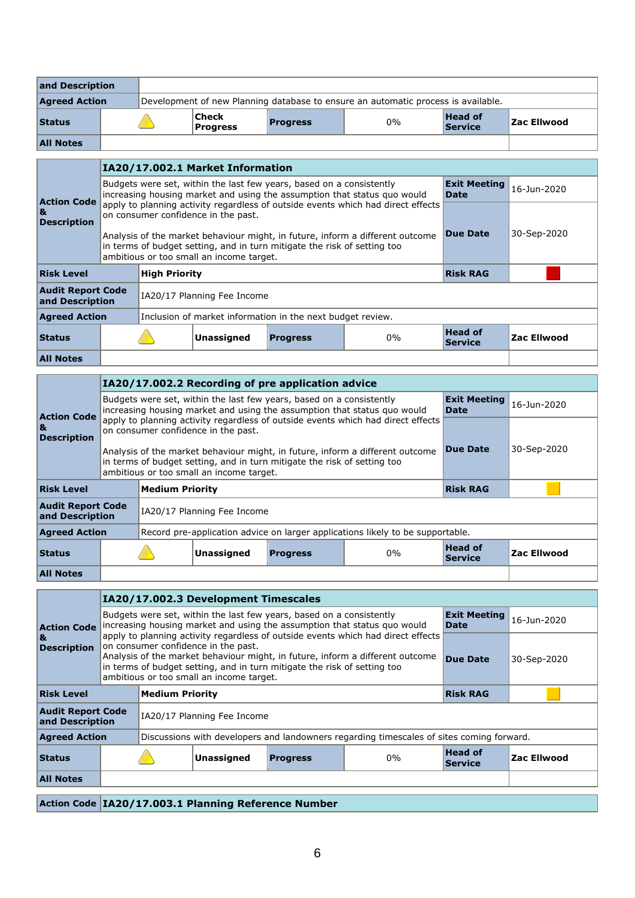| and Description | | | | | |
|---|---|---|---|---|---|
| Agreed Action | Development of new Planning database to ensure an automatic process is available. | | | | |
| Status | ⚠ | Check Progress | Progress | 0% | Head of Service | Zac Ellwood |
| All Notes | | | | | |

| Action Code & Description | IA20/17.002.1 Market Information | | | | | |
|---|---|---|---|---|---|---|
| | Budgets were set, within the last few years, based on a consistently increasing housing market and using the assumption that status quo would apply to planning activity regardless of outside events which had direct effects on consumer confidence in the past.<br><br>Analysis of the market behaviour might, in future, inform a different outcome in terms of budget setting, and in turn mitigate the risk of setting too ambitious or too small an income target. | | | | Exit Meeting Date | 16-Jun-2020 |
| | | | | | Due Date | 30-Sep-2020 |
| Risk Level | High Priority | | | | Risk RAG | Red |
| Audit Report Code and Description | IA20/17 Planning Fee Income | | | | | |
| Agreed Action | Inclusion of market information in the next budget review. | | | | | |
| Status | ⚠ | Unassigned | Progress | 0% | Head of Service | Zac Ellwood |
| All Notes | | | | | | |

| Action Code & Description | IA20/17.002.2 Recording of pre application advice | | | | | |
|---|---|---|---|---|---|---|
| | Budgets were set, within the last few years, based on a consistently increasing housing market and using the assumption that status quo would apply to planning activity regardless of outside events which had direct effects on consumer confidence in the past.<br><br>Analysis of the market behaviour might, in future, inform a different outcome in terms of budget setting, and in turn mitigate the risk of setting too ambitious or too small an income target. | | | | Exit Meeting Date | 16-Jun-2020 |
| | | | | | Due Date | 30-Sep-2020 |
| Risk Level | Medium Priority | | | | Risk RAG | Amber |
| Audit Report Code and Description | IA20/17 Planning Fee Income | | | | | |
| Agreed Action | Record pre-application advice on larger applications likely to be supportable. | | | | | |
| Status | ⚠ | Unassigned | Progress | 0% | Head of Service | Zac Ellwood |
| All Notes | | | | | | |

| Action Code & Description | IA20/17.002.3 Development Timescales | | | | | |
|---|---|---|---|---|---|---|
| | Budgets were set, within the last few years, based on a consistently increasing housing market and using the assumption that status quo would apply to planning activity regardless of outside events which had direct effects on consumer confidence in the past.<br>Analysis of the market behaviour might, in future, inform a different outcome in terms of budget setting, and in turn mitigate the risk of setting too ambitious or too small an income target. | | | | Exit Meeting Date | 16-Jun-2020 |
| | | | | | Due Date | 30-Sep-2020 |
| Risk Level | Medium Priority | | | | Risk RAG | Amber |
| Audit Report Code and Description | IA20/17 Planning Fee Income | | | | | |
| Agreed Action | Discussions with developers and landowners regarding timescales of sites coming forward. | | | | | |
| Status | ⚠ | Unassigned | Progress | 0% | Head of Service | Zac Ellwood |
| All Notes | | | | | | |

| Action Code | IA20/17.003.1 Planning Reference Number |
|---|---|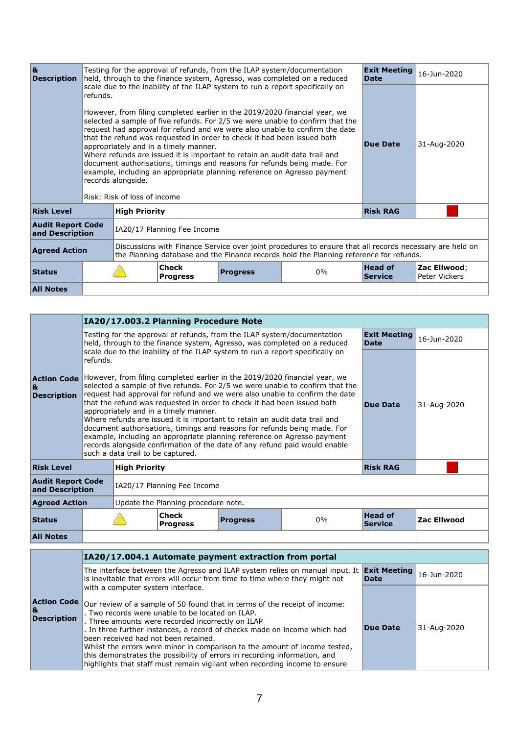| & Description | Testing for the approval of refunds, from the ILAP system/documentation held, through to the finance system, Agresso, was completed on a reduced scale due to the inability of the ILAP system to run a report specifically on refunds.<br><br>However, from filing completed earlier in the 2019/2020 financial year, we selected a sample of five refunds. For 2/5 we were unable to confirm that the request had approval for refund and we were also unable to confirm the date that the refund was requested in order to check it had been issued both appropriately and in a timely manner.<br>Where refunds are issued it is important to retain an audit data trail and document authorisations, timings and reasons for refunds being made. For example, including an appropriate planning reference on Agresso payment records alongside.<br><br>Risk: Risk of loss of income | Exit Meeting Date | 16-Jun-2020 |
|---|---|---|---|
| | | Due Date | 31-Aug-2020 |
| **Risk Level** | **High Priority** | **Risk RAG** | |
| **Audit Report Code and Description** | IA20/17 Planning Fee Income | | |
| **Agreed Action** | Discussions with Finance Service over joint procedures to ensure that all records necessary are held on the Planning database and the Finance records hold the Planning reference for refunds. | | |
| **Status** | | **Check Progress** / **Progress** 0% | **Head of Service**: **Zac Ellwood**; Peter Vickers |
| **All Notes** | | | |

## IA20/17.003.2 Planning Procedure Note

| Action Code & Description | Testing for the approval of refunds, from the ILAP system/documentation held, through to the finance system, Agresso, was completed on a reduced scale due to the inability of the ILAP system to run a report specifically on refunds.<br><br>However, from filing completed earlier in the 2019/2020 financial year, we selected a sample of five refunds. For 2/5 we were unable to confirm that the request had approval for refund and we were also unable to confirm the date that the refund was requested in order to check it had been issued both appropriately and in a timely manner.<br>Where refunds are issued it is important to retain an audit data trail and document authorisations, timings and reasons for refunds being made. For example, including an appropriate planning reference on Agresso payment records alongside confirmation of the date of any refund paid would enable such a data trail to be captured. | Exit Meeting Date | 16-Jun-2020 |
|---|---|---|---|
| | | Due Date | 31-Aug-2020 |
| **Risk Level** | **High Priority** | **Risk RAG** | |
| **Audit Report Code and Description** | IA20/17 Planning Fee Income | | |
| **Agreed Action** | Update the Planning procedure note. | | |
| **Status** | | **Check Progress** / **Progress** 0% | **Head of Service**: **Zac Ellwood** |
| **All Notes** | | | |

## IA20/17.004.1 Automate payment extraction from portal

| Action Code & Description | The interface between the Agresso and ILAP system relies on manual input. It is inevitable that errors will occur from time to time where they might not with a computer system interface.<br><br>Our review of a sample of 50 found that in terms of the receipt of income:<br>. Two records were unable to be located on ILAP.<br>. Three amounts were recorded incorrectly on ILAP<br>. In three further instances, a record of checks made on income which had been received had not been retained.<br>Whilst the errors were minor in comparison to the amount of income tested, this demonstrates the possibility of errors in recording information, and highlights that staff must remain vigilant when recording income to ensure | Exit Meeting Date | 16-Jun-2020 |
|---|---|---|---|
| | | Due Date | 31-Aug-2020 |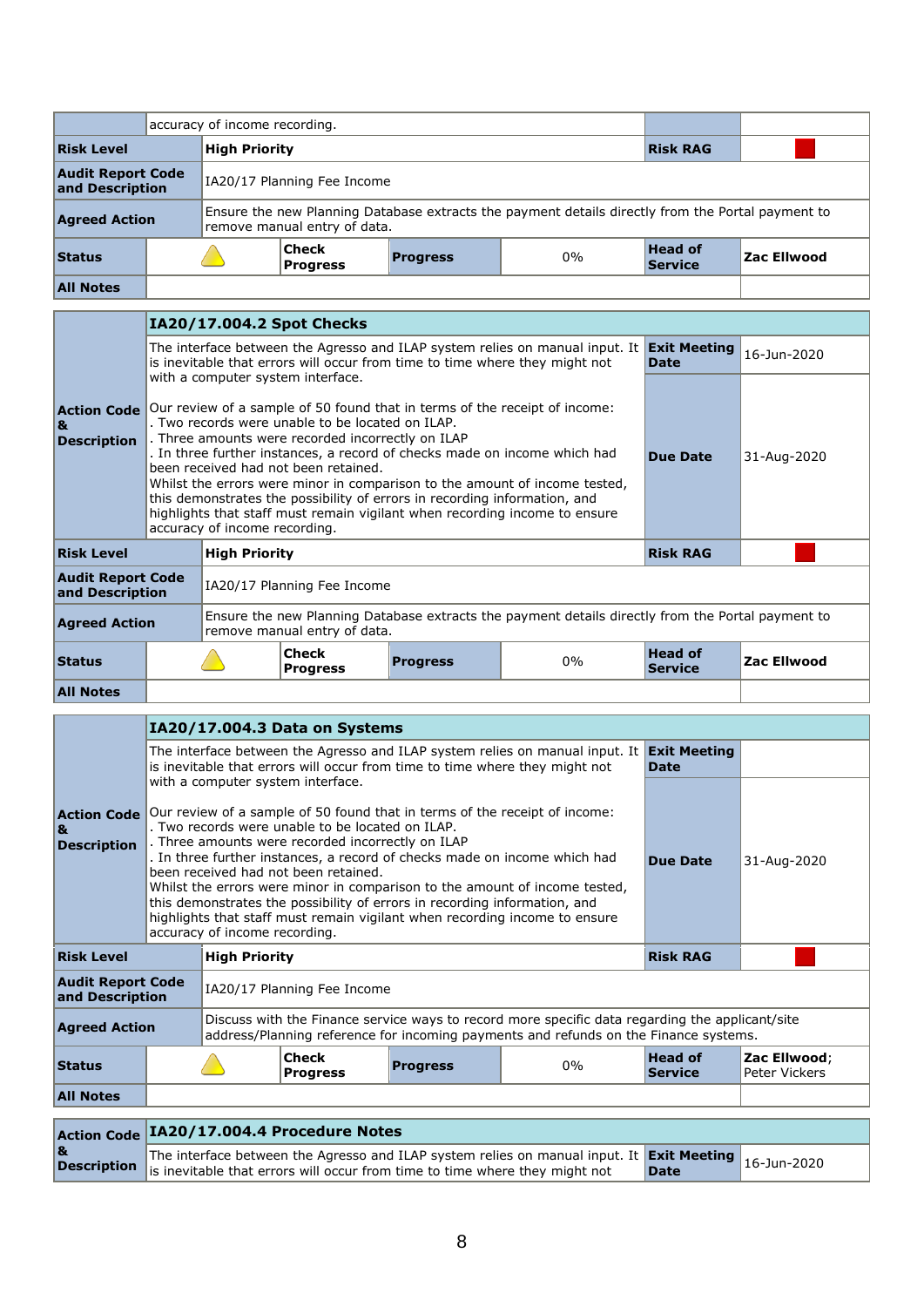| | accuracy of income recording. | | | | | |
|---|---|---|---|---|---|---|
| **Risk Level** | **High Priority** | | | | **Risk RAG** | |
| **Audit Report Code and Description** | IA20/17 Planning Fee Income | | | | | |
| **Agreed Action** | Ensure the new Planning Database extracts the payment details directly from the Portal payment to remove manual entry of data. | | | | | |
| **Status** | | **Check Progress** | **Progress** | 0% | **Head of Service** | **Zac Ellwood** |
| **All Notes** | | | | | | |

| **Action Code & Description** | **IA20/17.004.2 Spot Checks** | | | | | |
|---|---|---|---|---|---|---|
| | The interface between the Agresso and ILAP system relies on manual input. It is inevitable that errors will occur from time to time where they might not with a computer system interface. | | | | **Exit Meeting Date** | 16-Jun-2020 |
| | Our review of a sample of 50 found that in terms of the receipt of income:<br>. Two records were unable to be located on ILAP.<br>. Three amounts were recorded incorrectly on ILAP<br>. In three further instances, a record of checks made on income which had been received had not been retained.<br>Whilst the errors were minor in comparison to the amount of income tested, this demonstrates the possibility of errors in recording information, and highlights that staff must remain vigilant when recording income to ensure accuracy of income recording. | | | | **Due Date** | 31-Aug-2020 |
| **Risk Level** | **High Priority** | | | | **Risk RAG** | |
| **Audit Report Code and Description** | IA20/17 Planning Fee Income | | | | | |
| **Agreed Action** | Ensure the new Planning Database extracts the payment details directly from the Portal payment to remove manual entry of data. | | | | | |
| **Status** | | **Check Progress** | **Progress** | 0% | **Head of Service** | **Zac Ellwood** |
| **All Notes** | | | | | | |

| **Action Code & Description** | **IA20/17.004.3 Data on Systems** | | | | | |
|---|---|---|---|---|---|---|
| | The interface between the Agresso and ILAP system relies on manual input. It is inevitable that errors will occur from time to time where they might not with a computer system interface. | | | | **Exit Meeting Date** | |
| | Our review of a sample of 50 found that in terms of the receipt of income:<br>. Two records were unable to be located on ILAP.<br>. Three amounts were recorded incorrectly on ILAP<br>. In three further instances, a record of checks made on income which had been received had not been retained.<br>Whilst the errors were minor in comparison to the amount of income tested, this demonstrates the possibility of errors in recording information, and highlights that staff must remain vigilant when recording income to ensure accuracy of income recording. | | | | **Due Date** | 31-Aug-2020 |
| **Risk Level** | **High Priority** | | | | **Risk RAG** | |
| **Audit Report Code and Description** | IA20/17 Planning Fee Income | | | | | |
| **Agreed Action** | Discuss with the Finance service ways to record more specific data regarding the applicant/site address/Planning reference for incoming payments and refunds on the Finance systems. | | | | | |
| **Status** | | **Check Progress** | **Progress** | 0% | **Head of Service** | **Zac Ellwood**; Peter Vickers |
| **All Notes** | | | | | | |

| **Action Code & Description** | **IA20/17.004.4 Procedure Notes** | | |
|---|---|---|---|
| | The interface between the Agresso and ILAP system relies on manual input. It is inevitable that errors will occur from time to time where they might not | **Exit Meeting Date** | 16-Jun-2020 |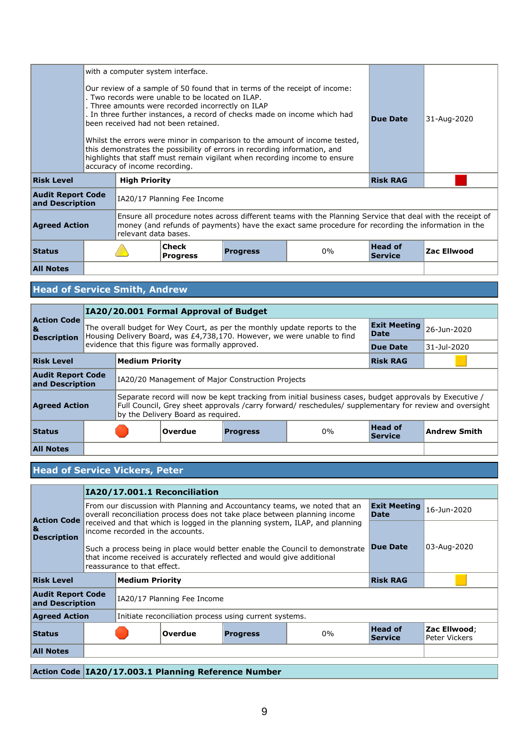| | | | | | | | |
|---|---|---|---|---|---|---|---|
| | with a computer system interface.<br><br>Our review of a sample of 50 found that in terms of the receipt of income:<br>. Two records were unable to be located on ILAP.<br>. Three amounts were recorded incorrectly on ILAP<br>. In three further instances, a record of checks made on income which had been received had not been retained.<br><br>Whilst the errors were minor in comparison to the amount of income tested, this demonstrates the possibility of errors in recording information, and highlights that staff must remain vigilant when recording income to ensure accuracy of income recording. | | | | | **Due Date** | 31-Aug-2020 |
| **Risk Level** | **High Priority** | | | | | **Risk RAG** | (Red) |
| **Audit Report Code and Description** | IA20/17 Planning Fee Income | | | | | | |
| **Agreed Action** | Ensure all procedure notes across different teams with the Planning Service that deal with the receipt of money (and refunds of payments) have the exact same procedure for recording the information in the relevant data bases. | | | | | | |
| **Status** | (Amber) | **Check Progress** | **Progress** | 0% | | **Head of Service** | **Zac Ellwood** |
| **All Notes** | | | | | | | |

## Head of Service Smith, Andrew

| | | | | | | |
|---|---|---|---|---|---|---|
| **Action Code & Description** | **IA20/20.001 Formal Approval of Budget** | | | | | |
| | The overall budget for Wey Court, as per the monthly update reports to the Housing Delivery Board, was £4,738,170. However, we were unable to find evidence that this figure was formally approved. | | | | **Exit Meeting Date** | 26-Jun-2020 |
| | | | | | **Due Date** | 31-Jul-2020 |
| **Risk Level** | **Medium Priority** | | | | **Risk RAG** | (Amber) |
| **Audit Report Code and Description** | IA20/20 Management of Major Construction Projects | | | | | |
| **Agreed Action** | Separate record will now be kept tracking from initial business cases, budget approvals by Executive / Full Council, Grey sheet approvals /carry forward/ reschedules/ supplementary for review and oversight by the Delivery Board as required. | | | | | |
| **Status** | (Red) | **Overdue** | **Progress** | 0% | **Head of Service** | **Andrew Smith** |
| **All Notes** | | | | | | |

## Head of Service Vickers, Peter

| | | | | | | |
|---|---|---|---|---|---|---|
| **Action Code & Description** | **IA20/17.001.1 Reconciliation** | | | | | |
| | From our discussion with Planning and Accountancy teams, we noted that an overall reconciliation process does not take place between planning income received and that which is logged in the planning system, ILAP, and planning income recorded in the accounts.<br><br>Such a process being in place would better enable the Council to demonstrate that income received is accurately reflected and would give additional reassurance to that effect. | | | | **Exit Meeting Date** | 16-Jun-2020 |
| | | | | | **Due Date** | 03-Aug-2020 |
| **Risk Level** | **Medium Priority** | | | | **Risk RAG** | (Amber) |
| **Audit Report Code and Description** | IA20/17 Planning Fee Income | | | | | |
| **Agreed Action** | Initiate reconciliation process using current systems. | | | | | |
| **Status** | (Red) | **Overdue** | **Progress** | 0% | **Head of Service** | **Zac Ellwood**; Peter Vickers |
| **All Notes** | | | | | | |

| | |
|---|---|
| **Action Code** | **IA20/17.003.1 Planning Reference Number** |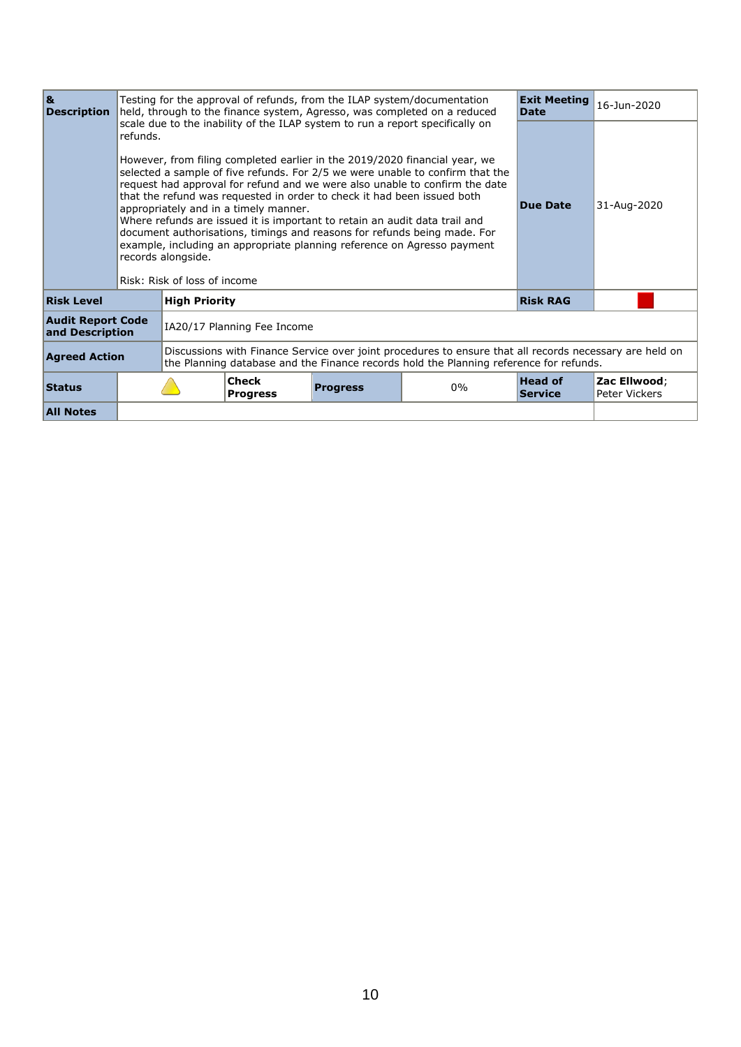| & Description | Testing for the approval of refunds, from the ILAP system/documentation held, through to the finance system, Agresso, was completed on a reduced scale due to the inability of the ILAP system to run a report specifically on refunds.<br><br>However, from filing completed earlier in the 2019/2020 financial year, we selected a sample of five refunds. For 2/5 we were unable to confirm that the request had approval for refund and we were also unable to confirm the date that the refund was requested in order to check it had been issued both appropriately and in a timely manner.<br>Where refunds are issued it is important to retain an audit data trail and document authorisations, timings and reasons for refunds being made. For example, including an appropriate planning reference on Agresso payment records alongside.<br><br>Risk: Risk of loss of income | | | | | **Exit Meeting Date** | 16-Jun-2020 |
|---|---|---|---|---|---|---|---|
| | | | | | | **Due Date** | 31-Aug-2020 |
| **Risk Level** | | **High Priority** | | | | **Risk RAG** | |
| **Audit Report Code and Description** | | IA20/17 Planning Fee Income | | | | | |
| **Agreed Action** | | Discussions with Finance Service over joint procedures to ensure that all records necessary are held on the Planning database and the Finance records hold the Planning reference for refunds. | | | | | |
| **Status** | | | **Check Progress** | **Progress** | 0% | **Head of Service** | **Zac Ellwood**; Peter Vickers |
| **All Notes** | | | | | | | |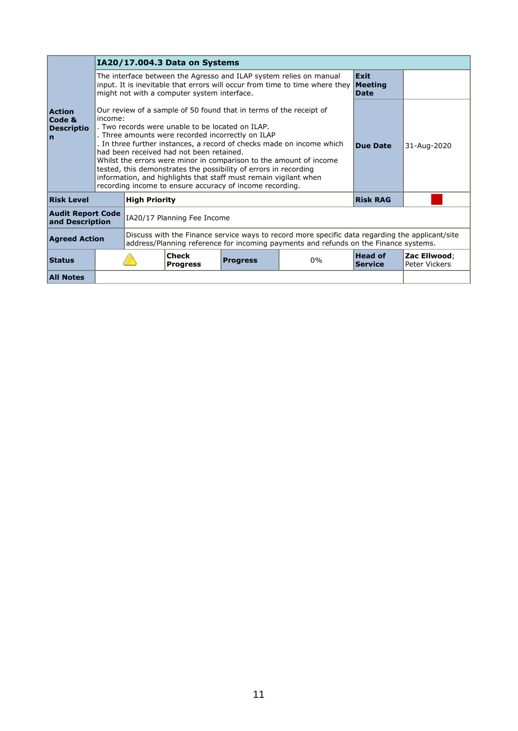| | | | | | | |
|---|---|---|---|---|---|---|
| **Action Code & Description** | **IA20/17.004.3 Data on Systems** | | | | | |
| | The interface between the Agresso and ILAP system relies on manual input. It is inevitable that errors will occur from time to time where they might not with a computer system interface. | | | | **Exit Meeting Date** | |
| | Our review of a sample of 50 found that in terms of the receipt of income:<br>. Two records were unable to be located on ILAP.<br>. Three amounts were recorded incorrectly on ILAP<br>. In three further instances, a record of checks made on income which had been received had not been retained.<br>Whilst the errors were minor in comparison to the amount of income tested, this demonstrates the possibility of errors in recording information, and highlights that staff must remain vigilant when recording income to ensure accuracy of income recording. | | | | **Due Date** | 31-Aug-2020 |
| **Risk Level** | **High Priority** | | | | **Risk RAG** | |
| **Audit Report Code and Description** | IA20/17 Planning Fee Income | | | | | |
| **Agreed Action** | Discuss with the Finance service ways to record more specific data regarding the applicant/site address/Planning reference for incoming payments and refunds on the Finance systems. | | | | | |
| **Status** | | **Check Progress** | **Progress** | 0% | **Head of Service** | **Zac Ellwood**; Peter Vickers |
| **All Notes** | | | | | | |